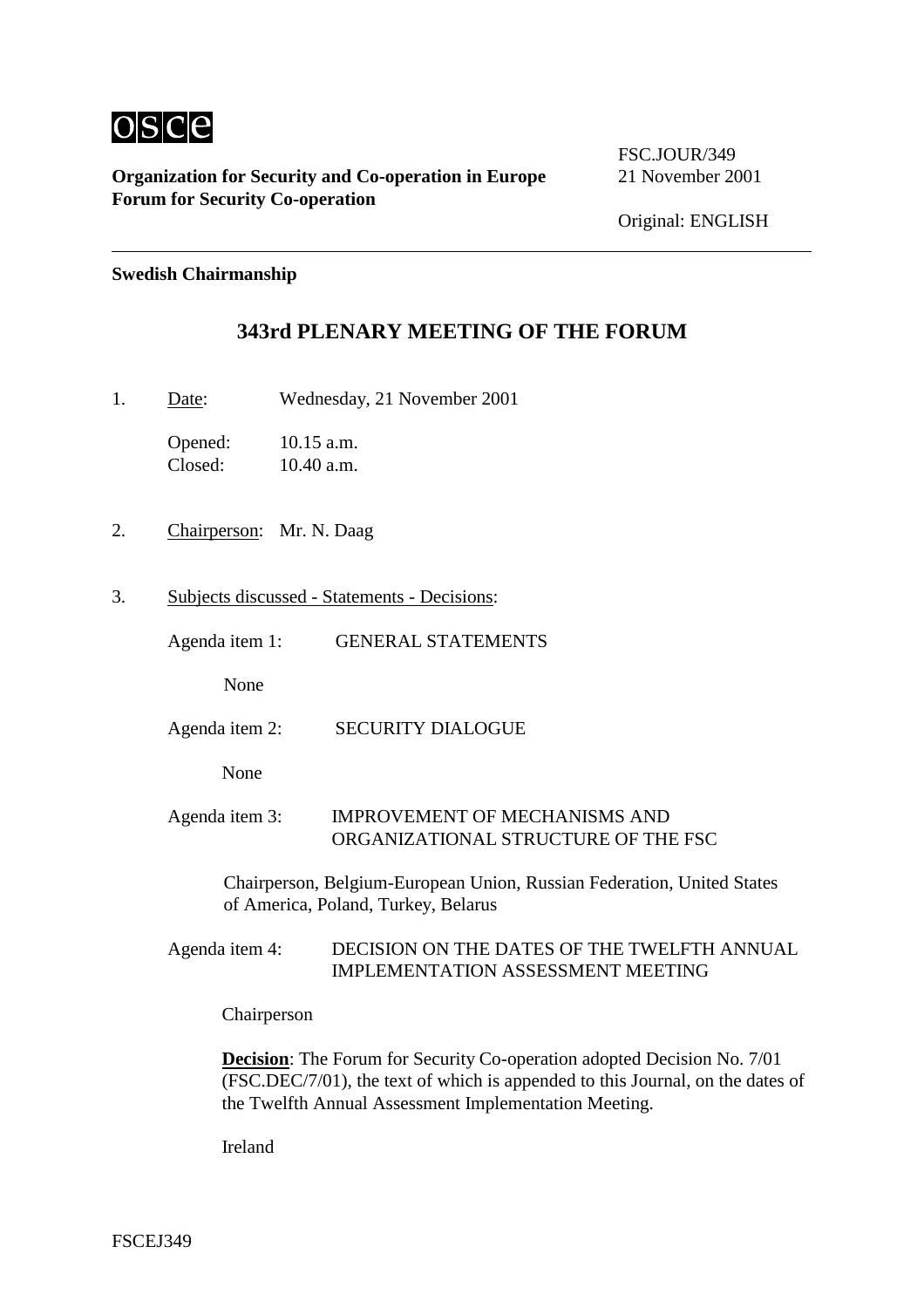osce

**Organization for Security and Co-operation in Europe**
**Forum for Security Co-operation**

FSC.JOUR/349
21 November 2001

Original: ENGLISH

**Swedish Chairmanship**

## 343rd PLENARY MEETING OF THE FORUM

1. Date: Wednesday, 21 November 2001

   Opened: 10.15 a.m.
   Closed: 10.40 a.m.

2. Chairperson: Mr. N. Daag

3. Subjects discussed - Statements - Decisions:

   Agenda item 1: GENERAL STATEMENTS

   None

   Agenda item 2: SECURITY DIALOGUE

   None

   Agenda item 3: IMPROVEMENT OF MECHANISMS AND ORGANIZATIONAL STRUCTURE OF THE FSC

   Chairperson, Belgium-European Union, Russian Federation, United States of America, Poland, Turkey, Belarus

   Agenda item 4: DECISION ON THE DATES OF THE TWELFTH ANNUAL IMPLEMENTATION ASSESSMENT MEETING

   Chairperson

   **Decision**: The Forum for Security Co-operation adopted Decision No. 7/01 (FSC.DEC/7/01), the text of which is appended to this Journal, on the dates of the Twelfth Annual Assessment Implementation Meeting.

   Ireland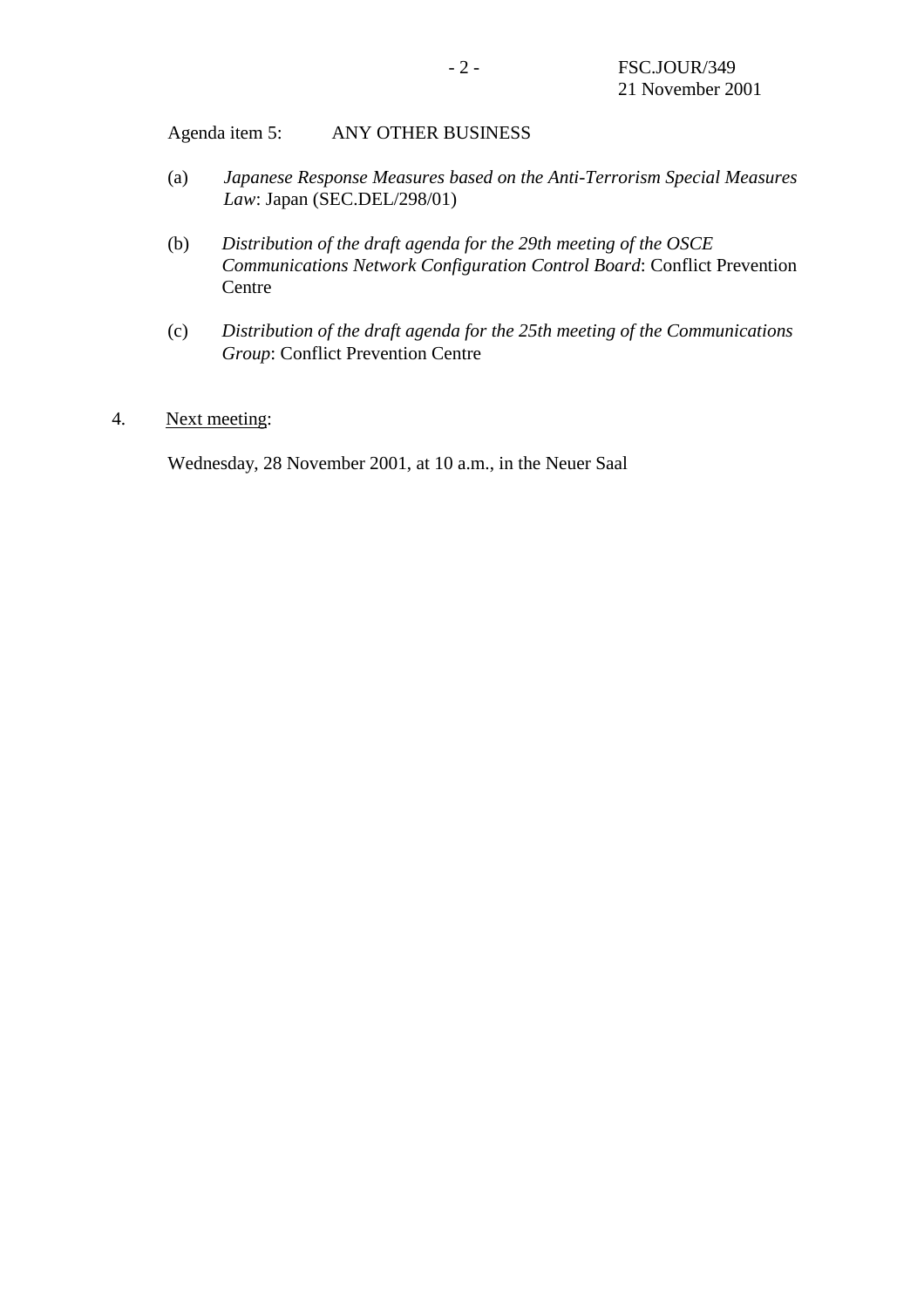Agenda item 5: ANY OTHER BUSINESS

(a) *Japanese Response Measures based on the Anti-Terrorism Special Measures Law*: Japan (SEC.DEL/298/01)

(b) *Distribution of the draft agenda for the 29th meeting of the OSCE Communications Network Configuration Control Board*: Conflict Prevention Centre

(c) *Distribution of the draft agenda for the 25th meeting of the Communications Group*: Conflict Prevention Centre

4. <u>Next meeting</u>:

Wednesday, 28 November 2001, at 10 a.m., in the Neuer Saal